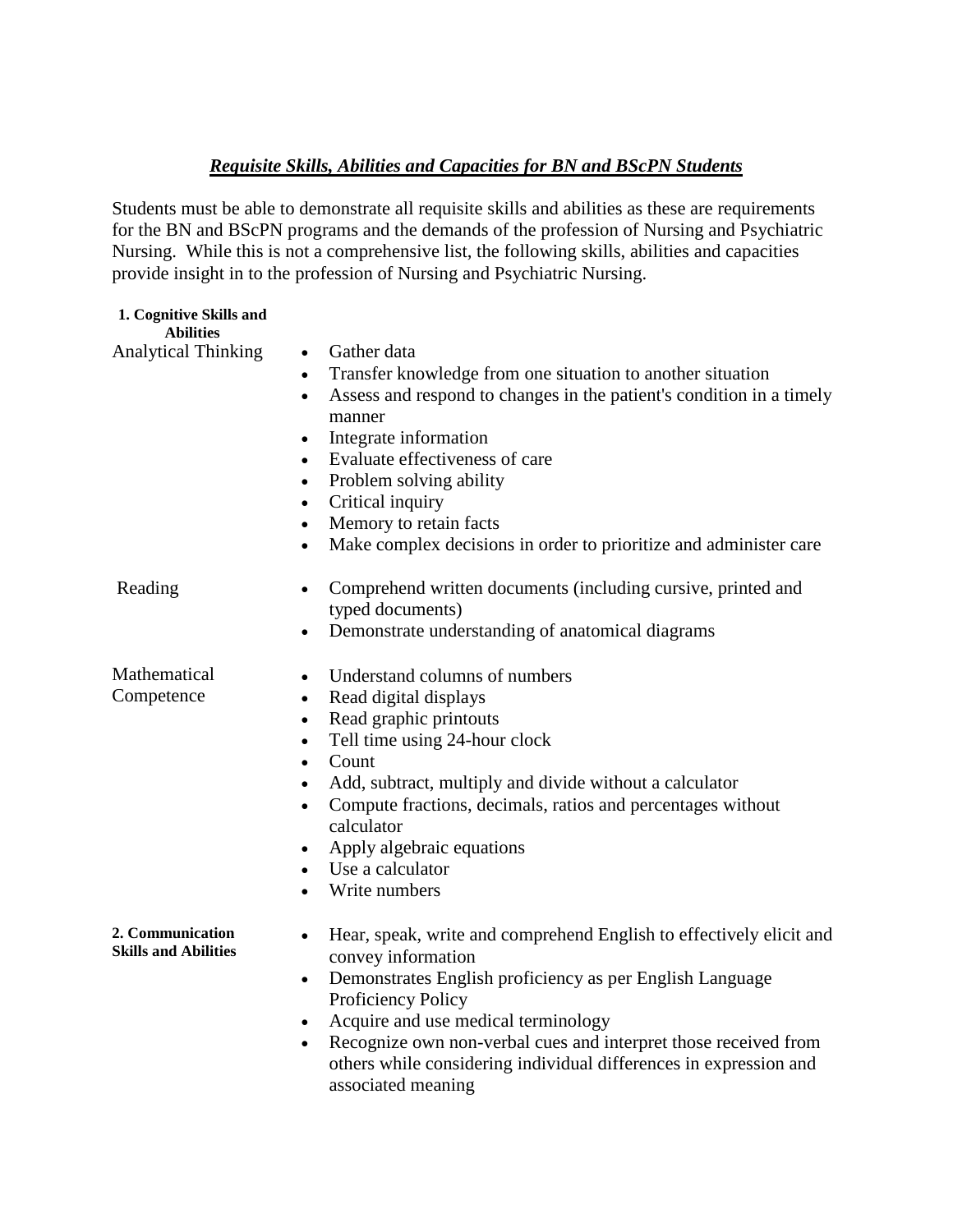# ***Requisite Skills, Abilities and Capacities for BN and BScPN Students***

Students must be able to demonstrate all requisite skills and abilities as these are requirements for the BN and BScPN programs and the demands of the profession of Nursing and Psychiatric Nursing. While this is not a comprehensive list, the following skills, abilities and capacities provide insight in to the profession of Nursing and Psychiatric Nursing.

## 1. Cognitive Skills and Abilities

**Analytical Thinking**

- Gather data
- Transfer knowledge from one situation to another situation
- Assess and respond to changes in the patient's condition in a timely manner
- Integrate information
- Evaluate effectiveness of care
- Problem solving ability
- Critical inquiry
- Memory to retain facts
- Make complex decisions in order to prioritize and administer care

**Reading**

- Comprehend written documents (including cursive, printed and typed documents)
- Demonstrate understanding of anatomical diagrams

**Mathematical Competence**

- Understand columns of numbers
- Read digital displays
- Read graphic printouts
- Tell time using 24-hour clock
- Count
- Add, subtract, multiply and divide without a calculator
- Compute fractions, decimals, ratios and percentages without calculator
- Apply algebraic equations
- Use a calculator
- Write numbers

## 2. Communication Skills and Abilities

- Hear, speak, write and comprehend English to effectively elicit and convey information
- Demonstrates English proficiency as per English Language Proficiency Policy
- Acquire and use medical terminology
- Recognize own non-verbal cues and interpret those received from others while considering individual differences in expression and associated meaning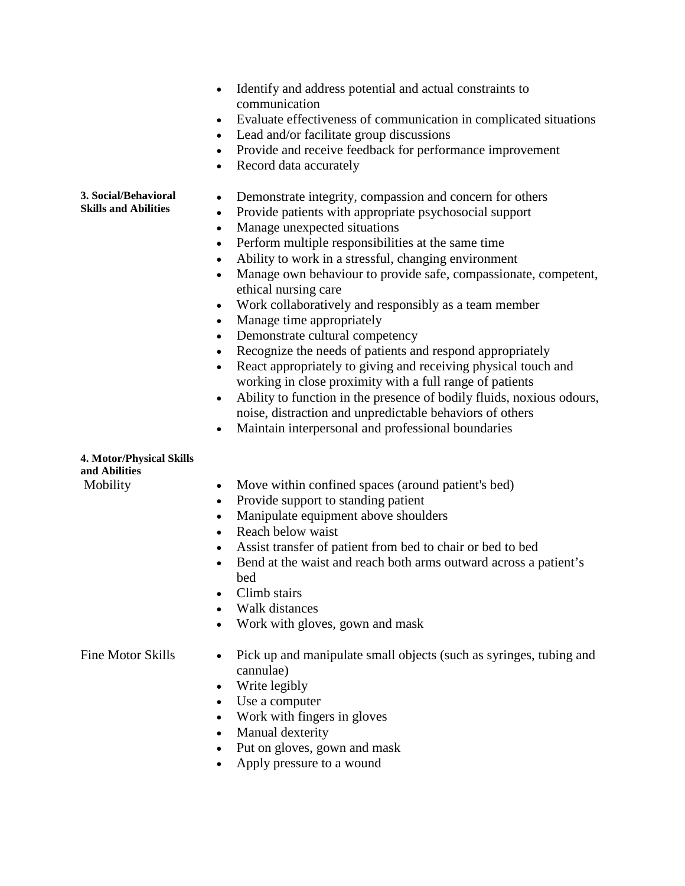- Identify and address potential and actual constraints to communication
- Evaluate effectiveness of communication in complicated situations
- Lead and/or facilitate group discussions
- Provide and receive feedback for performance improvement
- Record data accurately

**3. Social/Behavioral Skills and Abilities**

- Demonstrate integrity, compassion and concern for others
- Provide patients with appropriate psychosocial support
- Manage unexpected situations
- Perform multiple responsibilities at the same time
- Ability to work in a stressful, changing environment
- Manage own behaviour to provide safe, compassionate, competent, ethical nursing care
- Work collaboratively and responsibly as a team member
- Manage time appropriately
- Demonstrate cultural competency
- Recognize the needs of patients and respond appropriately
- React appropriately to giving and receiving physical touch and working in close proximity with a full range of patients
- Ability to function in the presence of bodily fluids, noxious odours, noise, distraction and unpredictable behaviors of others
- Maintain interpersonal and professional boundaries

**4. Motor/Physical Skills and Abilities**

Mobility

- Move within confined spaces (around patient's bed)
- Provide support to standing patient
- Manipulate equipment above shoulders
- Reach below waist
- Assist transfer of patient from bed to chair or bed to bed
- Bend at the waist and reach both arms outward across a patient's bed
- Climb stairs
- Walk distances
- Work with gloves, gown and mask

Fine Motor Skills

- Pick up and manipulate small objects (such as syringes, tubing and cannulae)
- Write legibly
- Use a computer
- Work with fingers in gloves
- Manual dexterity
- Put on gloves, gown and mask
- Apply pressure to a wound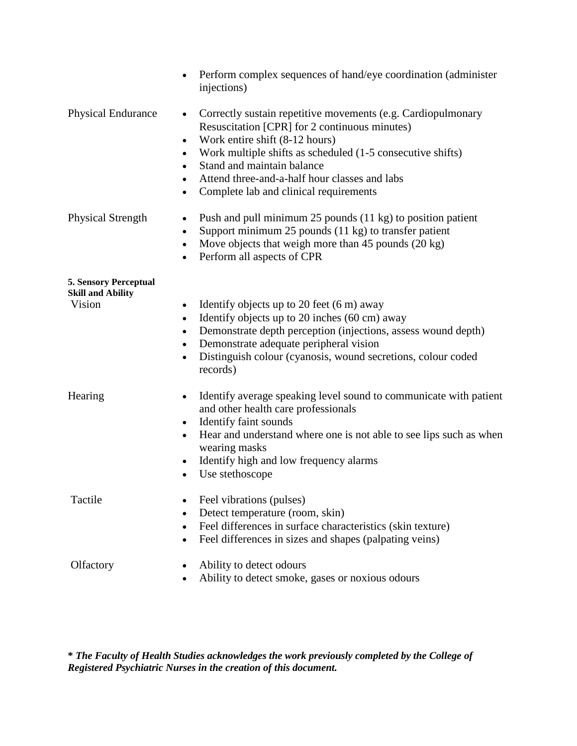- Perform complex sequences of hand/eye coordination (administer injections)

**Physical Endurance**

- Correctly sustain repetitive movements (e.g. Cardiopulmonary Resuscitation [CPR] for 2 continuous minutes)
- Work entire shift (8-12 hours)
- Work multiple shifts as scheduled (1-5 consecutive shifts)
- Stand and maintain balance
- Attend three-and-a-half hour classes and labs
- Complete lab and clinical requirements

**Physical Strength**

- Push and pull minimum 25 pounds (11 kg) to position patient
- Support minimum 25 pounds (11 kg) to transfer patient
- Move objects that weigh more than 45 pounds (20 kg)
- Perform all aspects of CPR

### 5. Sensory Perceptual Skill and Ability

**Vision**

- Identify objects up to 20 feet (6 m) away
- Identify objects up to 20 inches (60 cm) away
- Demonstrate depth perception (injections, assess wound depth)
- Demonstrate adequate peripheral vision
- Distinguish colour (cyanosis, wound secretions, colour coded records)

**Hearing**

- Identify average speaking level sound to communicate with patient and other health care professionals
- Identify faint sounds
- Hear and understand where one is not able to see lips such as when wearing masks
- Identify high and low frequency alarms
- Use stethoscope

**Tactile**

- Feel vibrations (pulses)
- Detect temperature (room, skin)
- Feel differences in surface characteristics (skin texture)
- Feel differences in sizes and shapes (palpating veins)

**Olfactory**

- Ability to detect odours
- Ability to detect smoke, gases or noxious odours

**\*** ***The Faculty of Health Studies acknowledges the work previously completed by the College of Registered Psychiatric Nurses in the creation of this document.***